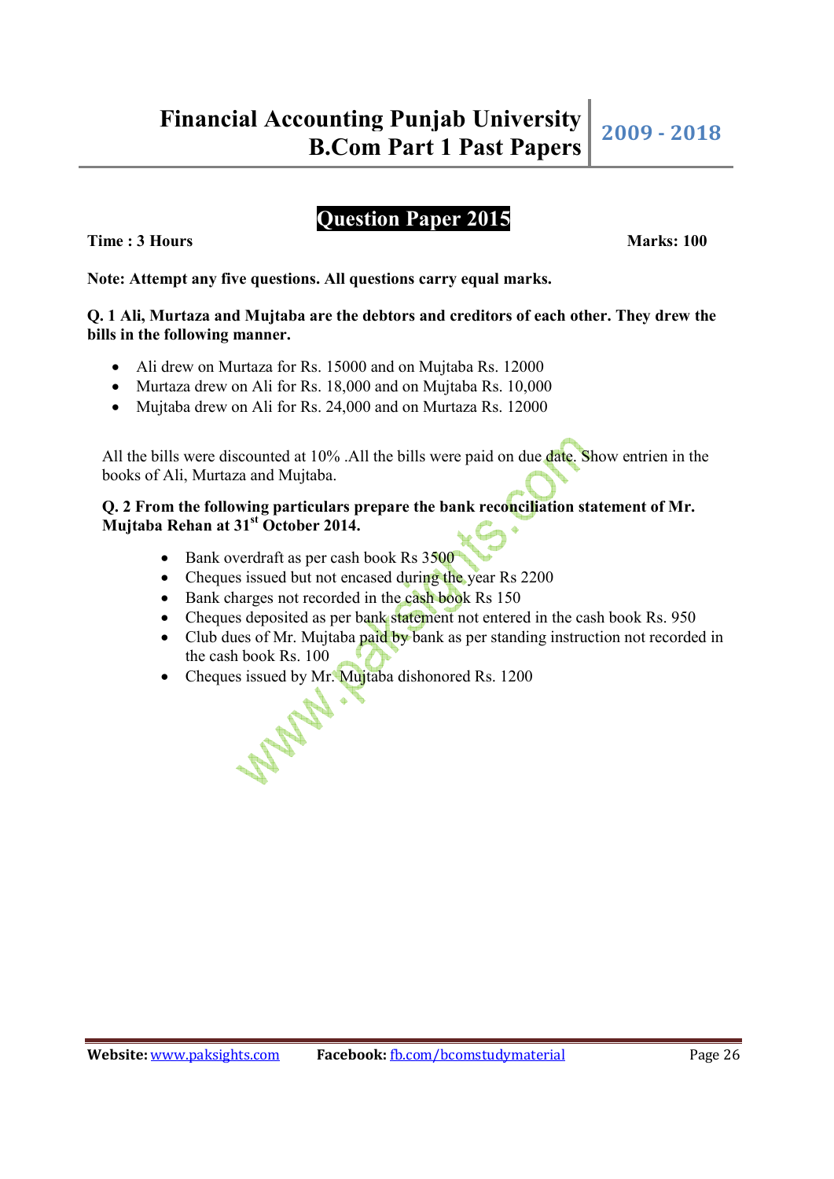## Question Paper 2015

**Time : 3 Hours** **Marks: 100**

**Note: Attempt any five questions. All questions carry equal marks.**

**Q. 1 Ali, Murtaza and Mujtaba are the debtors and creditors of each other. They drew the bills in the following manner.**

- Ali drew on Murtaza for Rs. 15000 and on Mujtaba Rs. 12000
- Murtaza drew on Ali for Rs. 18,000 and on Mujtaba Rs. 10,000
- Mujtaba drew on Ali for Rs. 24,000 and on Murtaza Rs. 12000

All the bills were discounted at 10% .All the bills were paid on due date. Show entrien in the books of Ali, Murtaza and Mujtaba.

**Q. 2 From the following particulars prepare the bank reconciliation statement of Mr. Mujtaba Rehan at 31st October 2014.**

- Bank overdraft as per cash book Rs 3500
- Cheques issued but not encased during the year Rs 2200
- Bank charges not recorded in the cash book Rs 150
- Cheques deposited as per bank statement not entered in the cash book Rs. 950
- Club dues of Mr. Mujtaba paid by bank as per standing instruction not recorded in the cash book Rs. 100
- Cheques issued by Mr. Mujtaba dishonored Rs. 1200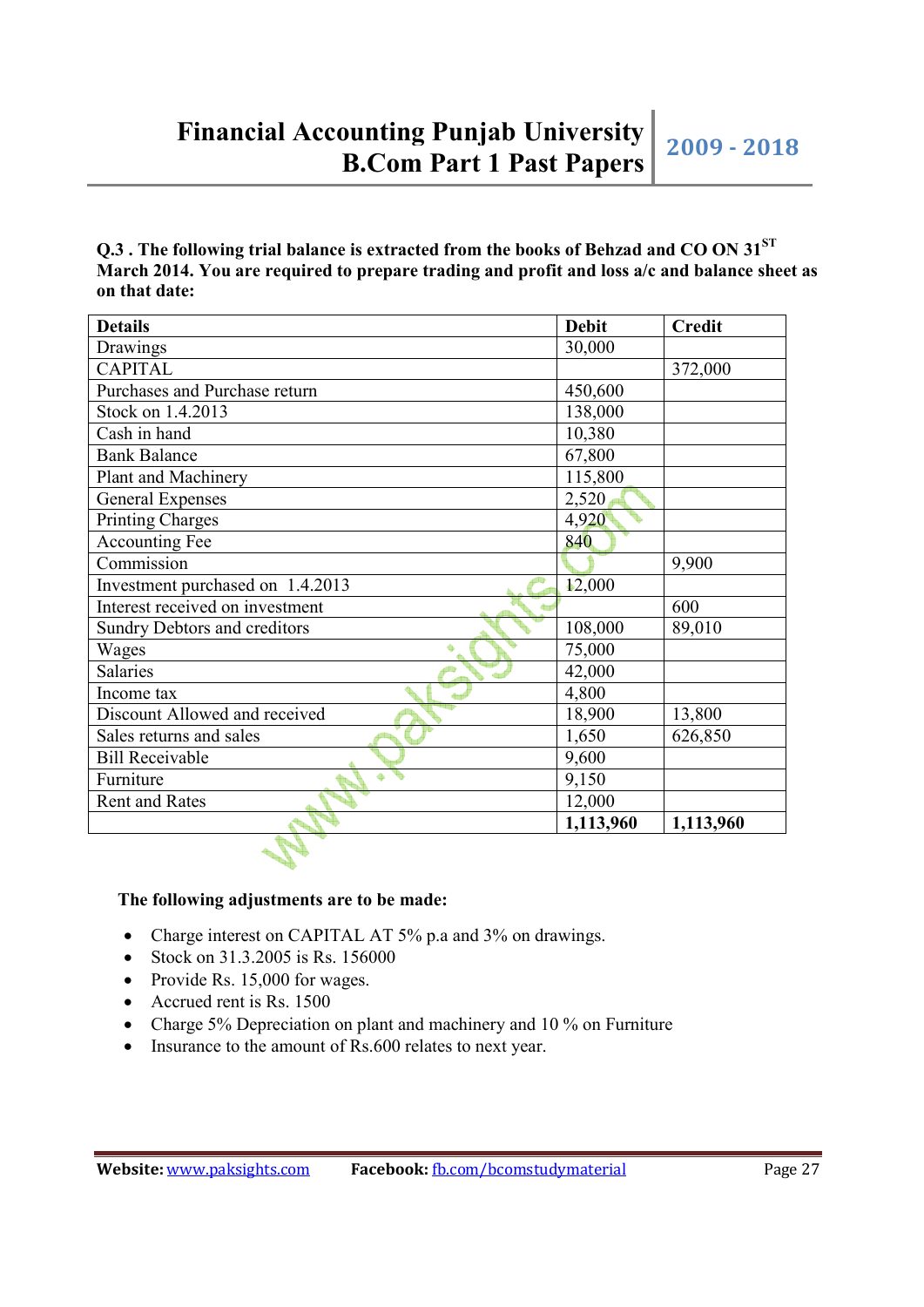**Q.3 . The following trial balance is extracted from the books of Behzad and CO ON 31[ST] March 2014. You are required to prepare trading and profit and loss a/c and balance sheet as on that date:**

| Details | Debit | Credit |
|---|---|---|
| Drawings | 30,000 | |
| CAPITAL | | 372,000 |
| Purchases and Purchase return | 450,600 | |
| Stock on 1.4.2013 | 138,000 | |
| Cash in hand | 10,380 | |
| Bank Balance | 67,800 | |
| Plant and Machinery | 115,800 | |
| General Expenses | 2,520 | |
| Printing Charges | 4,920 | |
| Accounting Fee | 840 | |
| Commission | | 9,900 |
| Investment purchased on 1.4.2013 | 12,000 | |
| Interest received on investment | | 600 |
| Sundry Debtors and creditors | 108,000 | 89,010 |
| Wages | 75,000 | |
| Salaries | 42,000 | |
| Income tax | 4,800 | |
| Discount Allowed and received | 18,900 | 13,800 |
| Sales returns and sales | 1,650 | 626,850 |
| Bill Receivable | 9,600 | |
| Furniture | 9,150 | |
| Rent and Rates | 12,000 | |
| | **1,113,960** | **1,113,960** |

**The following adjustments are to be made:**

- Charge interest on CAPITAL AT 5% p.a and 3% on drawings.
- Stock on 31.3.2005 is Rs. 156000
- Provide Rs. 15,000 for wages.
- Accrued rent is Rs. 1500
- Charge 5% Depreciation on plant and machinery and 10 % on Furniture
- Insurance to the amount of Rs.600 relates to next year.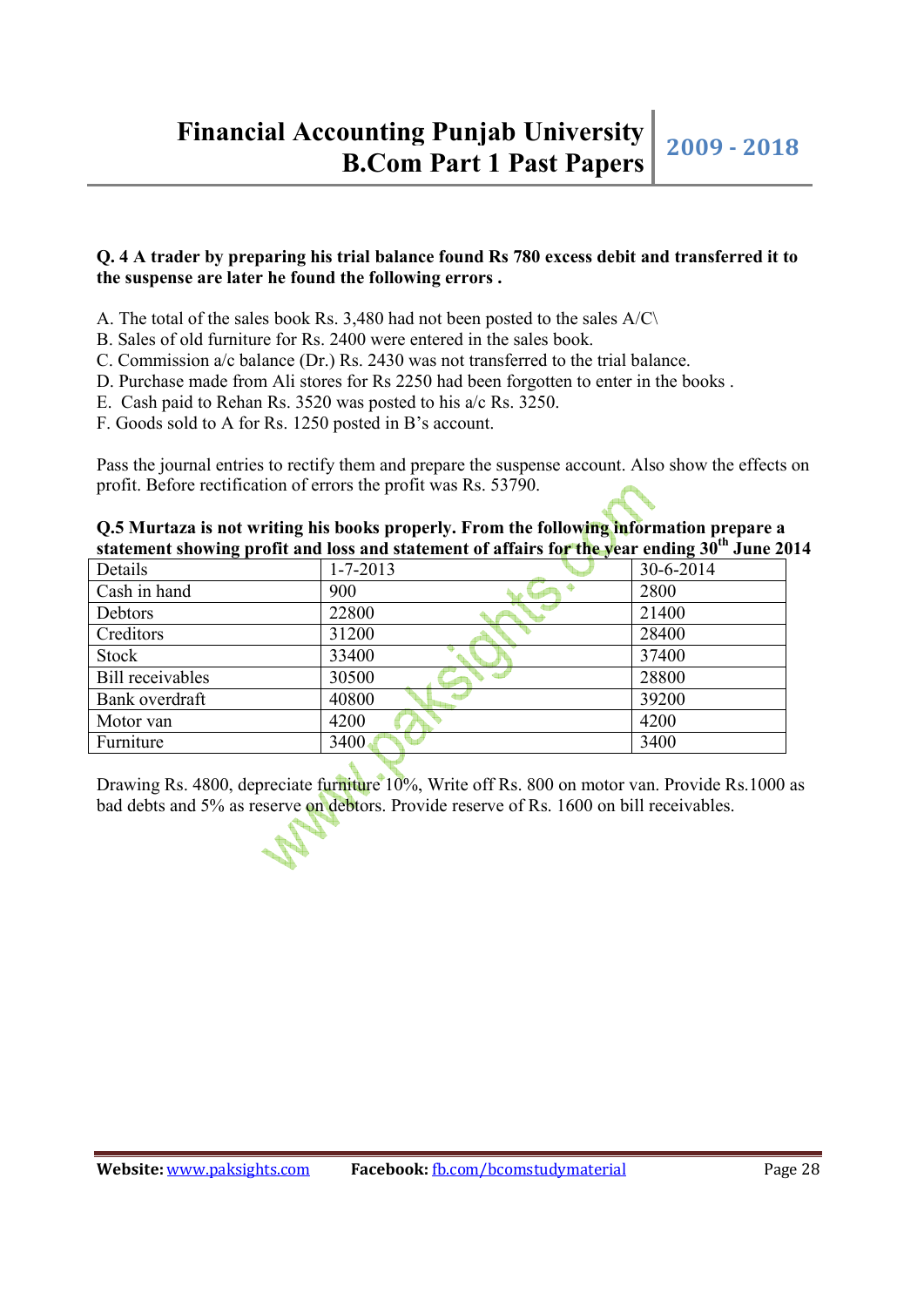**Q. 4 A trader by preparing his trial balance found Rs 780 excess debit and transferred it to the suspense are later he found the following errors .**

A. The total of the sales book Rs. 3,480 had not been posted to the sales A/C\
B. Sales of old furniture for Rs. 2400 were entered in the sales book.
C. Commission a/c balance (Dr.) Rs. 2430 was not transferred to the trial balance.
D. Purchase made from Ali stores for Rs 2250 had been forgotten to enter in the books .
E. Cash paid to Rehan Rs. 3520 was posted to his a/c Rs. 3250.
F. Goods sold to A for Rs. 1250 posted in B's account.

Pass the journal entries to rectify them and prepare the suspense account. Also show the effects on profit. Before rectification of errors the profit was Rs. 53790.

**Q.5 Murtaza is not writing his books properly. From the following information prepare a statement showing profit and loss and statement of affairs for the year ending 30th June 2014**

| Details | 1-7-2013 | 30-6-2014 |
|---|---|---|
| Cash in hand | 900 | 2800 |
| Debtors | 22800 | 21400 |
| Creditors | 31200 | 28400 |
| Stock | 33400 | 37400 |
| Bill receivables | 30500 | 28800 |
| Bank overdraft | 40800 | 39200 |
| Motor van | 4200 | 4200 |
| Furniture | 3400 | 3400 |

Drawing Rs. 4800, depreciate furniture 10%, Write off Rs. 800 on motor van. Provide Rs.1000 as bad debts and 5% as reserve on debtors. Provide reserve of Rs. 1600 on bill receivables.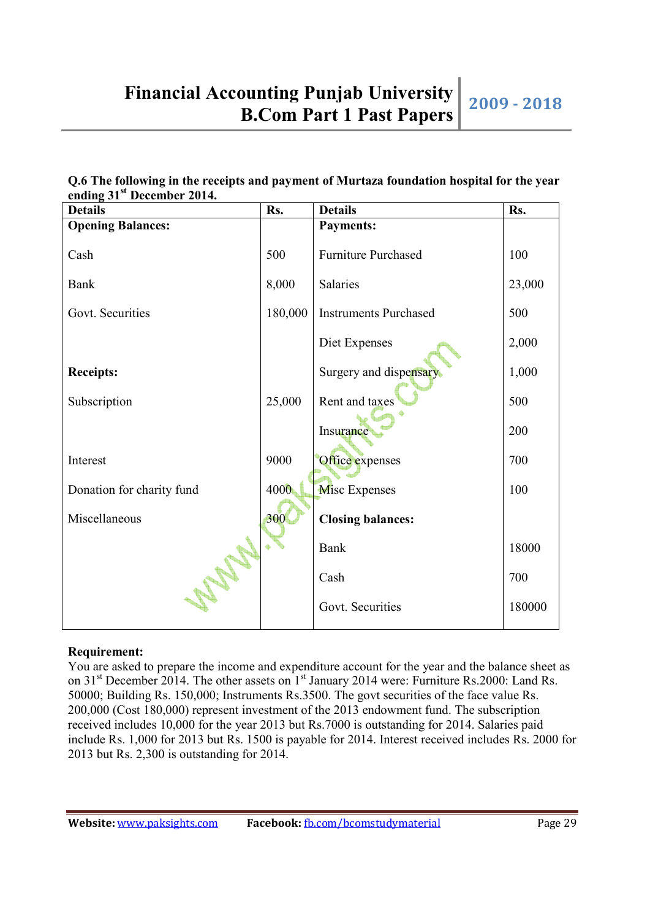**Q.6 The following in the receipts and payment of Murtaza foundation hospital for the year ending 31st December 2014.**

| Details | Rs. | Details | Rs. |
|---|---|---|---|
| **Opening Balances:** | | **Payments:** | |
| Cash | 500 | Furniture Purchased | 100 |
| Bank | 8,000 | Salaries | 23,000 |
| Govt. Securities | 180,000 | Instruments Purchased | 500 |
| | | Diet Expenses | 2,000 |
| **Receipts:** | | Surgery and dispensary | 1,000 |
| Subscription | 25,000 | Rent and taxes | 500 |
| | | Insurance | 200 |
| Interest | 9000 | Office expenses | 700 |
| Donation for charity fund | 4000 | Misc Expenses | 100 |
| Miscellaneous | 300 | **Closing balances:** | |
| | | Bank | 18000 |
| | | Cash | 700 |
| | | Govt. Securities | 180000 |

**Requirement:**

You are asked to prepare the income and expenditure account for the year and the balance sheet as on 31st December 2014. The other assets on 1st January 2014 were: Furniture Rs.2000: Land Rs. 50000; Building Rs. 150,000; Instruments Rs.3500. The govt securities of the face value Rs. 200,000 (Cost 180,000) represent investment of the 2013 endowment fund. The subscription received includes 10,000 for the year 2013 but Rs.7000 is outstanding for 2014. Salaries paid include Rs. 1,000 for 2013 but Rs. 1500 is payable for 2014. Interest received includes Rs. 2000 for 2013 but Rs. 2,300 is outstanding for 2014.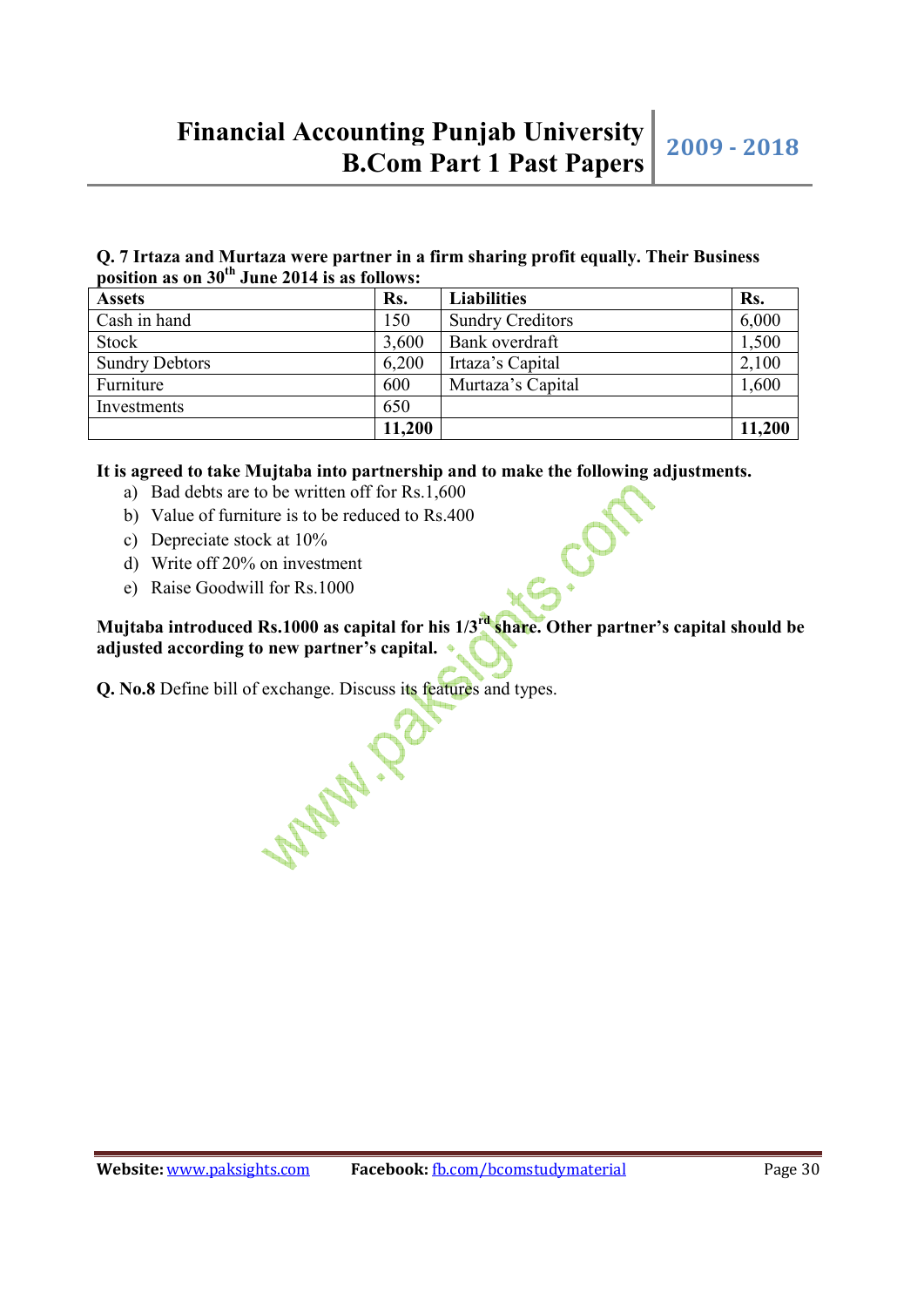**Q. 7 Irtaza and Murtaza were partner in a firm sharing profit equally. Their Business position as on 30th June 2014 is as follows:**

| Assets | Rs. | Liabilities | Rs. |
|---|---|---|---|
| Cash in hand | 150 | Sundry Creditors | 6,000 |
| Stock | 3,600 | Bank overdraft | 1,500 |
| Sundry Debtors | 6,200 | Irtaza's Capital | 2,100 |
| Furniture | 600 | Murtaza's Capital | 1,600 |
| Investments | 650 | | |
| | **11,200** | | **11,200** |

**It is agreed to take Mujtaba into partnership and to make the following adjustments.**

a) Bad debts are to be written off for Rs.1,600
b) Value of furniture is to be reduced to Rs.400
c) Depreciate stock at 10%
d) Write off 20% on investment
e) Raise Goodwill for Rs.1000

**Mujtaba introduced Rs.1000 as capital for his 1/3rd share. Other partner's capital should be adjusted according to new partner's capital.**

**Q. No.8** Define bill of exchange. Discuss its features and types.